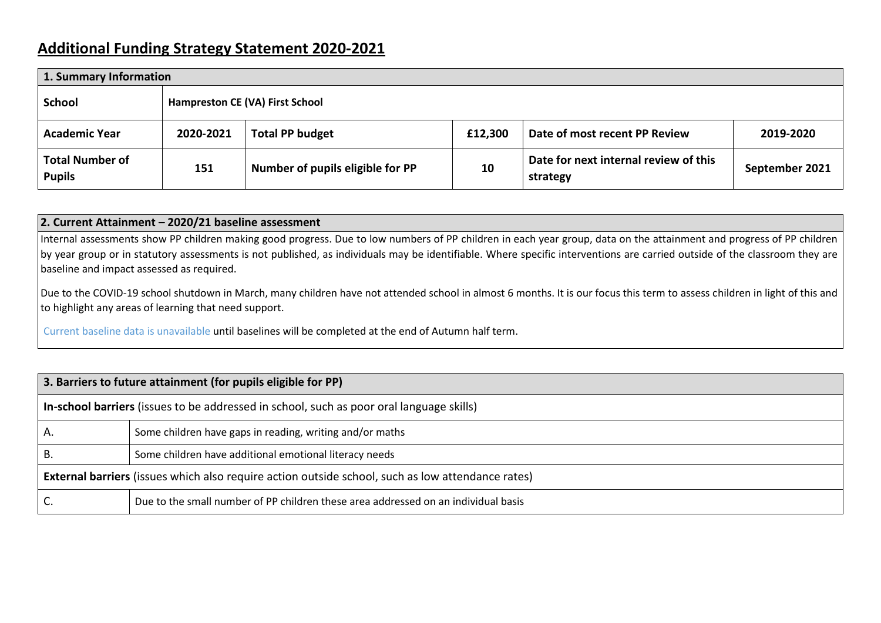# Additional Funding Strategy Statement 2020-2021

| 1. Summary Information | | | | | |
|---|---|---|---|---|---|
| **School** | **Hampreston CE (VA) First School** | | | | |
| **Academic Year** | **2020-2021** | **Total PP budget** | **£12,300** | **Date of most recent PP Review** | **2019-2020** |
| **Total Number of Pupils** | **151** | **Number of pupils eligible for PP** | **10** | **Date for next internal review of this strategy** | **September 2021** |

| 2. Current Attainment – 2020/21 baseline assessment |
|---|
| Internal assessments show PP children making good progress. Due to low numbers of PP children in each year group, data on the attainment and progress of PP children by year group or in statutory assessments is not published, as individuals may be identifiable. Where specific interventions are carried outside of the classroom they are baseline and impact assessed as required.<br><br>Due to the COVID-19 school shutdown in March, many children have not attended school in almost 6 months. It is our focus this term to assess children in light of this and to highlight any areas of learning that need support.<br><br>Current baseline data is unavailable until baselines will be completed at the end of Autumn half term. |

| 3. Barriers to future attainment (for pupils eligible for PP) | |
|---|---|
| **In-school barriers** (issues to be addressed in school, such as poor oral language skills) | |
| A. | Some children have gaps in reading, writing and/or maths |
| B. | Some children have additional emotional literacy needs |
| **External barriers** (issues which also require action outside school, such as low attendance rates) | |
| C. | Due to the small number of PP children these area addressed on an individual basis |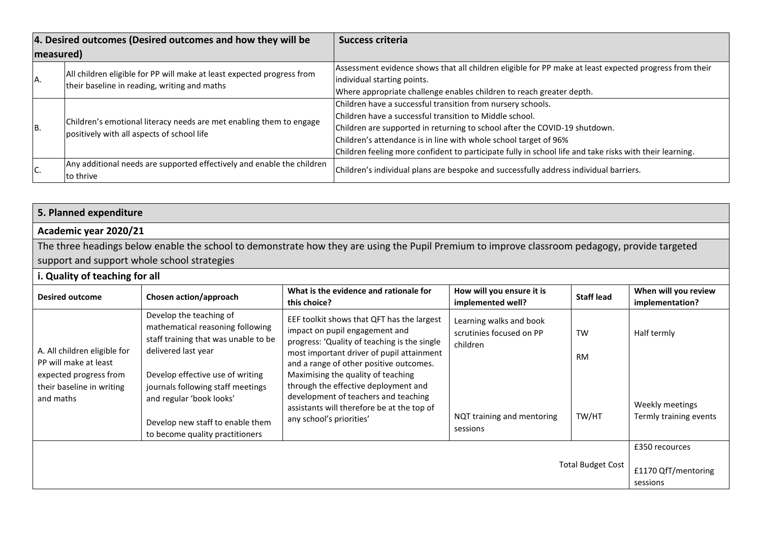| 4. Desired outcomes (Desired outcomes and how they will be measured) | | Success criteria |
|---|---|---|
| A. | All children eligible for PP will make at least expected progress from their baseline in reading, writing and maths | Assessment evidence shows that all children eligible for PP make at least expected progress from their individual starting points.<br>Where appropriate challenge enables children to reach greater depth. |
| B. | Children's emotional literacy needs are met enabling them to engage positively with all aspects of school life | Children have a successful transition from nursery schools.<br>Children have a successful transition to Middle school.<br>Children are supported in returning to school after the COVID-19 shutdown.<br>Children's attendance is in line with whole school target of 96%<br>Children feeling more confident to participate fully in school life and take risks with their learning. |
| C. | Any additional needs are supported effectively and enable the children to thrive | Children's individual plans are bespoke and successfully address individual barriers. |

## 5. Planned expenditure

**Academic year 2020/21**

The three headings below enable the school to demonstrate how they are using the Pupil Premium to improve classroom pedagogy, provide targeted support and support whole school strategies

**i. Quality of teaching for all**

| Desired outcome | Chosen action/approach | What is the evidence and rationale for this choice? | How will you ensure it is implemented well? | Staff lead | When will you review implementation? |
|---|---|---|---|---|---|
| A. All children eligible for PP will make at least expected progress from their baseline in writing and maths | Develop the teaching of mathematical reasoning following staff training that was unable to be delivered last year<br><br>Develop effective use of writing journals following staff meetings and regular 'book looks'<br><br>Develop new staff to enable them to become quality practitioners | EEF toolkit shows that QFT has the largest impact on pupil engagement and progress: 'Quality of teaching is the single most important driver of pupil attainment and a range of other positive outcomes. Maximising the quality of teaching through the effective deployment and development of teachers and teaching assistants will therefore be at the top of any school's priorities' | Learning walks and book scrutinies focused on PP children<br><br>NQT training and mentoring sessions | TW<br><br>RM<br><br>TW/HT | Half termly<br><br>Weekly meetings<br>Termly training events |
| | | | | Total Budget Cost | £350 recources<br><br>£1170 QfT/mentoring sessions |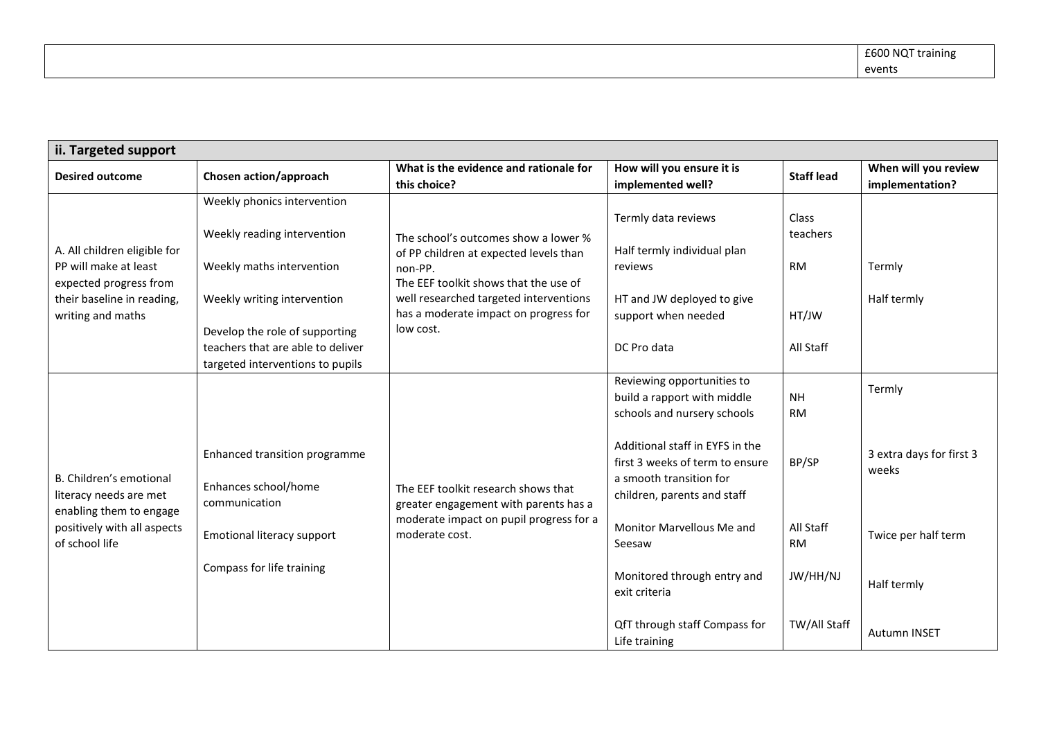| | |
|---|---|
| | £600 NQT training events |

| ii. Targeted support | | | | | |
|---|---|---|---|---|---|
| **Desired outcome** | **Chosen action/approach** | **What is the evidence and rationale for this choice?** | **How will you ensure it is implemented well?** | **Staff lead** | **When will you review implementation?** |
| A. All children eligible for PP will make at least expected progress from their baseline in reading, writing and maths | Weekly phonics intervention<br><br>Weekly reading intervention<br><br>Weekly maths intervention<br><br>Weekly writing intervention<br><br>Develop the role of supporting teachers that are able to deliver targeted interventions to pupils | The school's outcomes show a lower % of PP children at expected levels than non-PP.<br>The EEF toolkit shows that the use of well researched targeted interventions has a moderate impact on progress for low cost. | Termly data reviews<br><br>Half termly individual plan reviews<br><br>HT and JW deployed to give support when needed<br><br>DC Pro data | Class teachers<br><br>RM<br><br>HT/JW<br><br>All Staff | Termly<br><br>Half termly |
| B. Children's emotional literacy needs are met enabling them to engage positively with all aspects of school life | Enhanced transition programme<br><br>Enhances school/home communication<br><br>Emotional literacy support<br><br>Compass for life training | The EEF toolkit research shows that greater engagement with parents has a moderate impact on pupil progress for a moderate cost. | Reviewing opportunities to build a rapport with middle schools and nursery schools<br><br>Additional staff in EYFS in the first 3 weeks of term to ensure a smooth transition for children, parents and staff<br><br>Monitor Marvellous Me and Seesaw<br><br>Monitored through entry and exit criteria<br><br>QfT through staff Compass for Life training | NH<br>RM<br><br>BP/SP<br><br>All Staff<br>RM<br><br>JW/HH/NJ<br><br>TW/All Staff | Termly<br><br>3 extra days for first 3 weeks<br><br>Twice per half term<br><br>Half termly<br><br>Autumn INSET |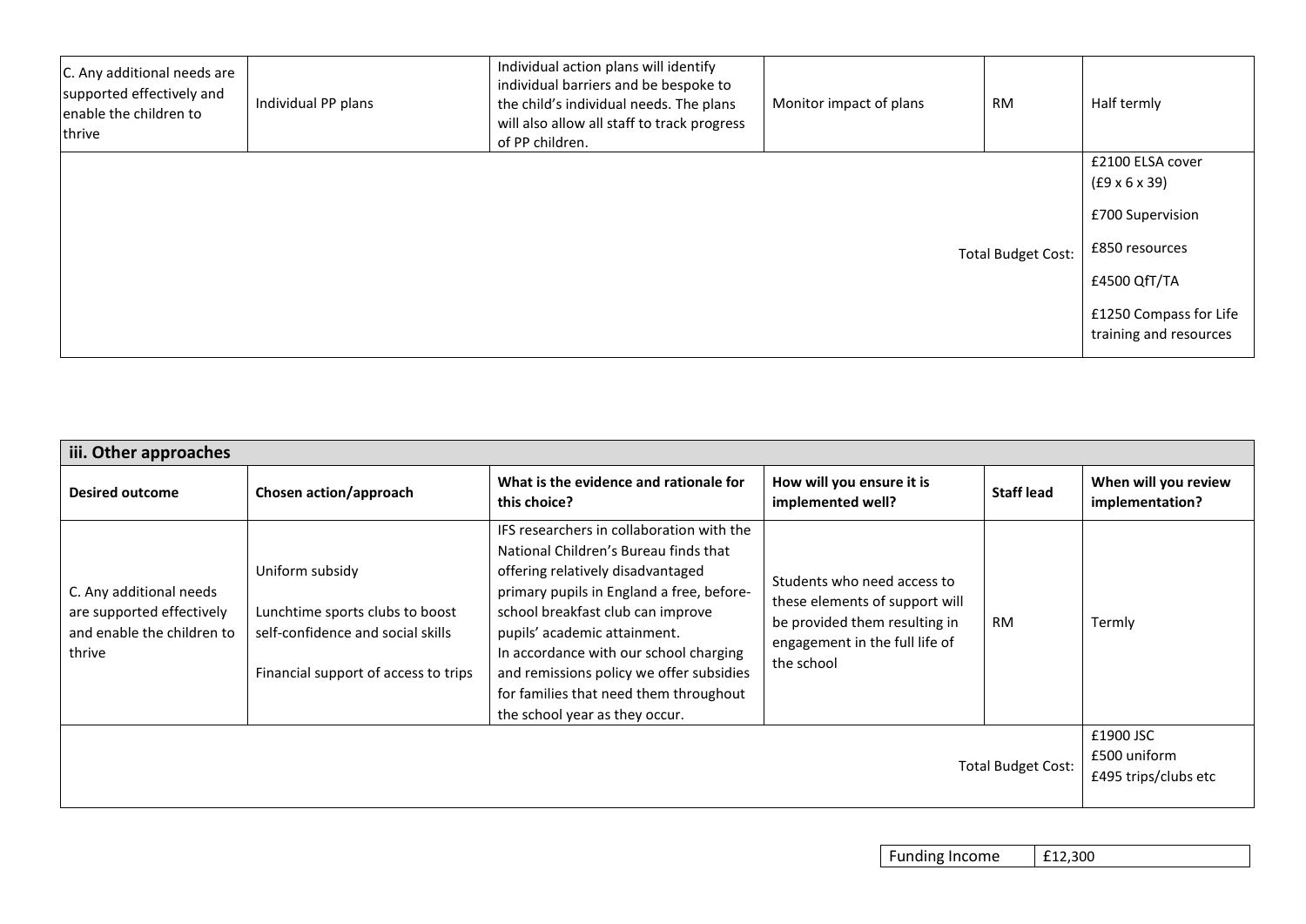| | | | | | |
|---|---|---|---|---|---|
| C. Any additional needs are supported effectively and enable the children to thrive | Individual PP plans | Individual action plans will identify individual barriers and be bespoke to the child's individual needs. The plans will also allow all staff to track progress of PP children. | Monitor impact of plans | RM | Half termly |
| | | | | Total Budget Cost: | £2100 ELSA cover (£9 x 6 x 39)<br><br>£700 Supervision<br><br>£850 resources<br><br>£4500 QfT/TA<br><br>£1250 Compass for Life training and resources |

| iii. Other approaches | | | | | |
|---|---|---|---|---|---|
| **Desired outcome** | **Chosen action/approach** | **What is the evidence and rationale for this choice?** | **How will you ensure it is implemented well?** | **Staff lead** | **When will you review implementation?** |
| C. Any additional needs are supported effectively and enable the children to thrive | Uniform subsidy<br><br>Lunchtime sports clubs to boost self-confidence and social skills<br><br>Financial support of access to trips | IFS researchers in collaboration with the National Children's Bureau finds that offering relatively disadvantaged primary pupils in England a free, before-school breakfast club can improve pupils' academic attainment.<br>In accordance with our school charging and remissions policy we offer subsidies for families that need them throughout the school year as they occur. | Students who need access to these elements of support will be provided them resulting in engagement in the full life of the school | RM | Termly |
| | | | | Total Budget Cost: | £1900 JSC<br>£500 uniform<br>£495 trips/clubs etc |

| Funding Income | £12,300 |
|---|---|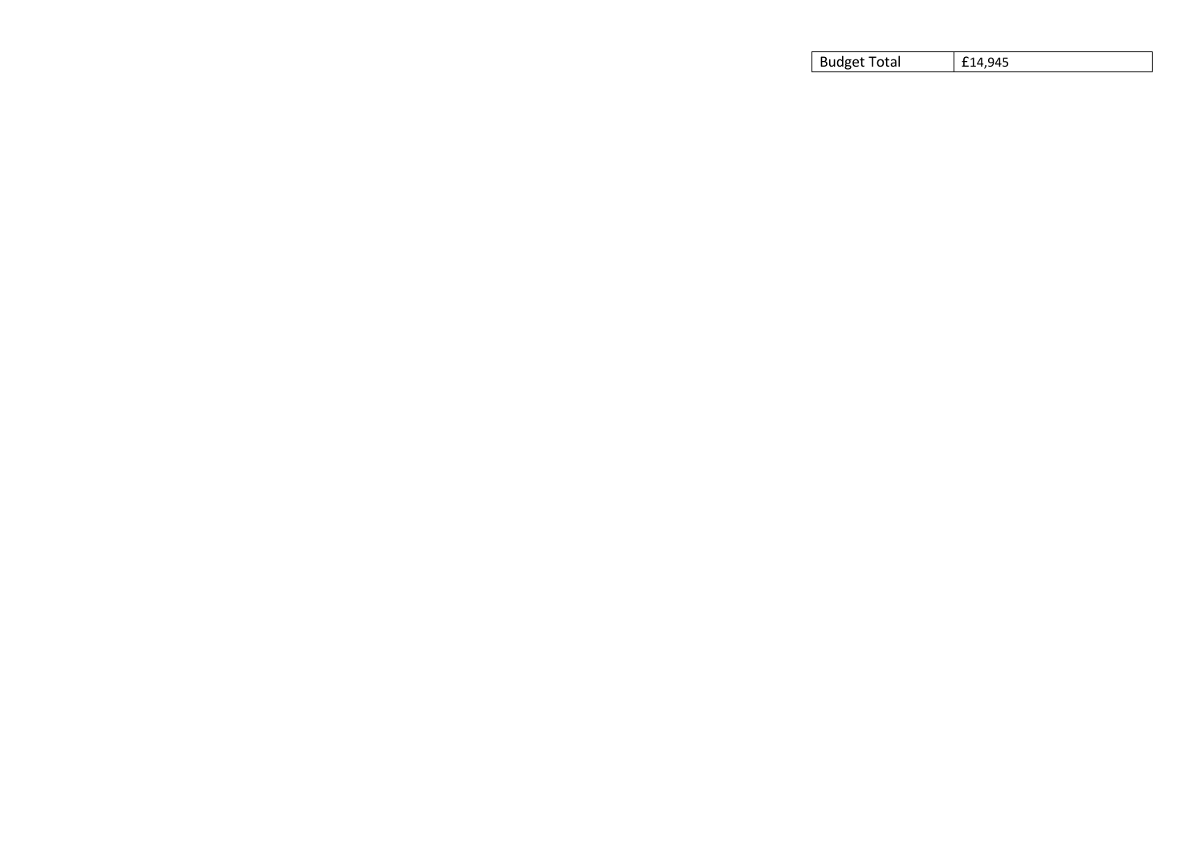| | |
|---|---|
| Budget Total | £14,945 |